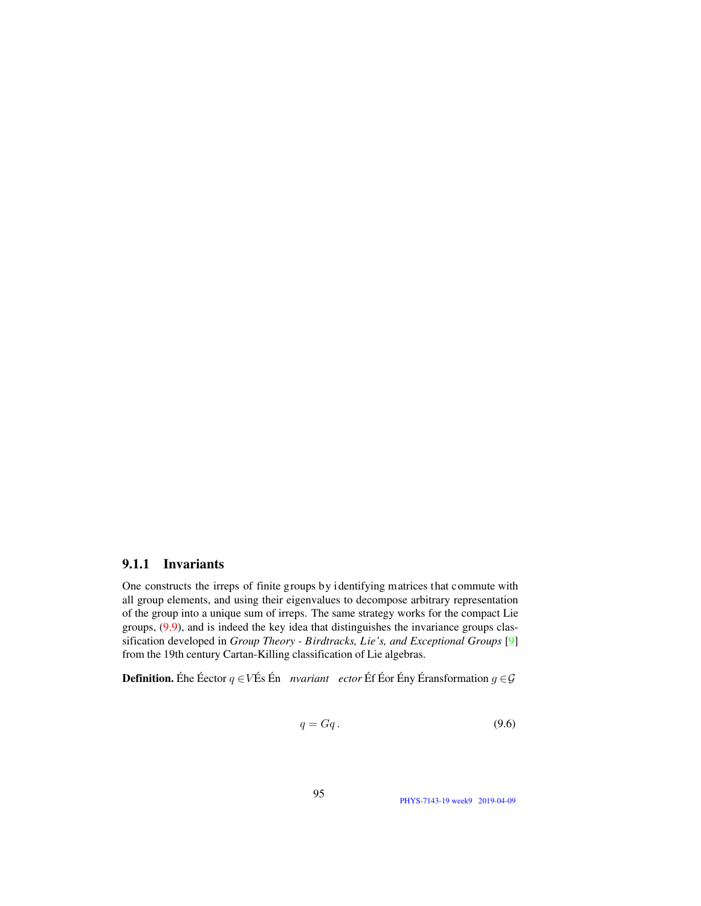### 9.1.1 Invariants

One constructs the irreps of finite groups by identifying matrices that commute with all group elements, and using their eigenvalues to decompose arbitrary representation of the group into a unique sum of irreps. The same strategy works for the compact Lie groups, (9.9), and is indeed the key idea that distinguishes the invariance groups classification developed in *Group Theory - Birdtracks, Lie's, and Exceptional Groups* [9] from the 19th century Cartan-Killing classification of Lie algebras.

**Definition.** Éhe Éector $q \in V$És Én *nvariant ector* Éf Éor Ény Éransformation $g \in \mathcal{G}$

$$q = Gq\,. \tag{9.6}$$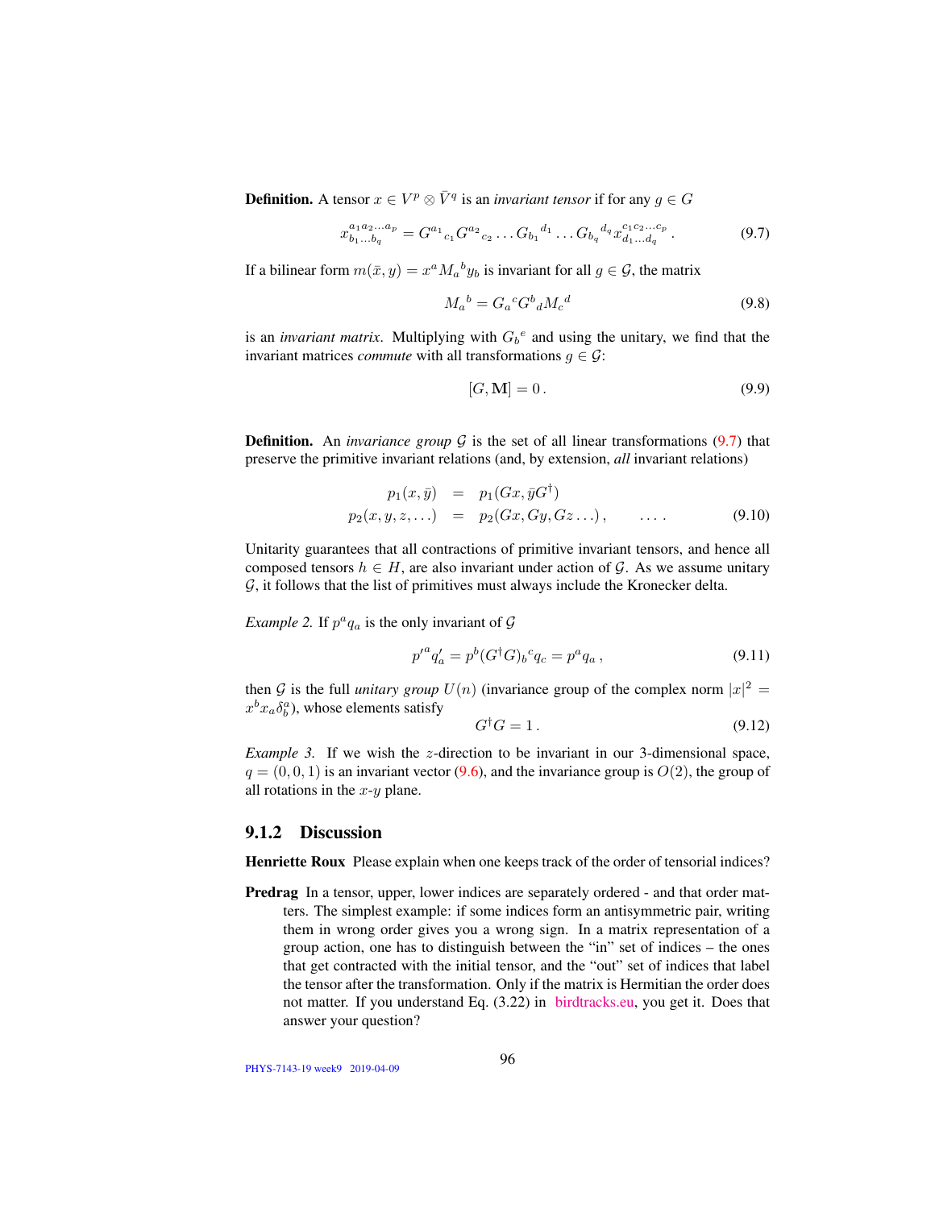**Definition.** A tensor $x \in V^p \otimes \bar{V}^q$ is an *invariant tensor* if for any $g \in G$

$$x^{a_1 a_2 \ldots a_p}_{b_1 \ldots b_q} = G^{a_1}{}_{c_1} G^{a_2}{}_{c_2} \ldots G_{b_1}{}^{d_1} \ldots G_{b_q}{}^{d_q} x^{c_1 c_2 \ldots c_p}_{d_1 \ldots d_q} \,. \tag{9.7}$$

If a bilinear form $m(\bar{x}, y) = x^a M_a{}^b y_b$ is invariant for all $g \in \mathcal{G}$, the matrix

$$M_a{}^b = G_a{}^c G^b{}_d M_c{}^d \tag{9.8}$$

is an *invariant matrix*. Multiplying with $G_b{}^e$ and using the unitary, we find that the invariant matrices *commute* with all transformations $g \in \mathcal{G}$:

$$[G, \mathbf{M}] = 0 \,. \tag{9.9}$$

**Definition.** An *invariance group* $\mathcal{G}$ is the set of all linear transformations (9.7) that preserve the primitive invariant relations (and, by extension, *all* invariant relations)

$$\begin{aligned} p_1(x, \bar{y}) &= p_1(Gx, \bar{y}G^\dagger) \\ p_2(x, y, z, \ldots) &= p_2(Gx, Gy, Gz \ldots) \,, \qquad \ldots . \end{aligned} \tag{9.10}$$

Unitarity guarantees that all contractions of primitive invariant tensors, and hence all composed tensors $h \in H$, are also invariant under action of $\mathcal{G}$. As we assume unitary $\mathcal{G}$, it follows that the list of primitives must always include the Kronecker delta.

*Example 2.* If $p^a q_a$ is the only invariant of $\mathcal{G}$

$$p'^a q'_a = p^b (G^\dagger G)_b{}^c q_c = p^a q_a \,, \tag{9.11}$$

then $\mathcal{G}$ is the full *unitary group* $U(n)$ (invariance group of the complex norm $|x|^2 = x^b x_a \delta^a_b$), whose elements satisfy

$$G^\dagger G = 1 \,. \tag{9.12}$$

*Example 3.* If we wish the $z$-direction to be invariant in our 3-dimensional space, $q = (0, 0, 1)$ is an invariant vector (9.6), and the invariance group is $O(2)$, the group of all rotations in the $x$-$y$ plane.

### 9.1.2 Discussion

**Henriette Roux** Please explain when one keeps track of the order of tensorial indices?

**Predrag** In a tensor, upper, lower indices are separately ordered - and that order matters. The simplest example: if some indices form an antisymmetric pair, writing them in wrong order gives you a wrong sign. In a matrix representation of a group action, one has to distinguish between the "in" set of indices – the ones that get contracted with the initial tensor, and the "out" set of indices that label the tensor after the transformation. Only if the matrix is Hermitian the order does not matter. If you understand Eq. (3.22) in birdtracks.eu, you get it. Does that answer your question?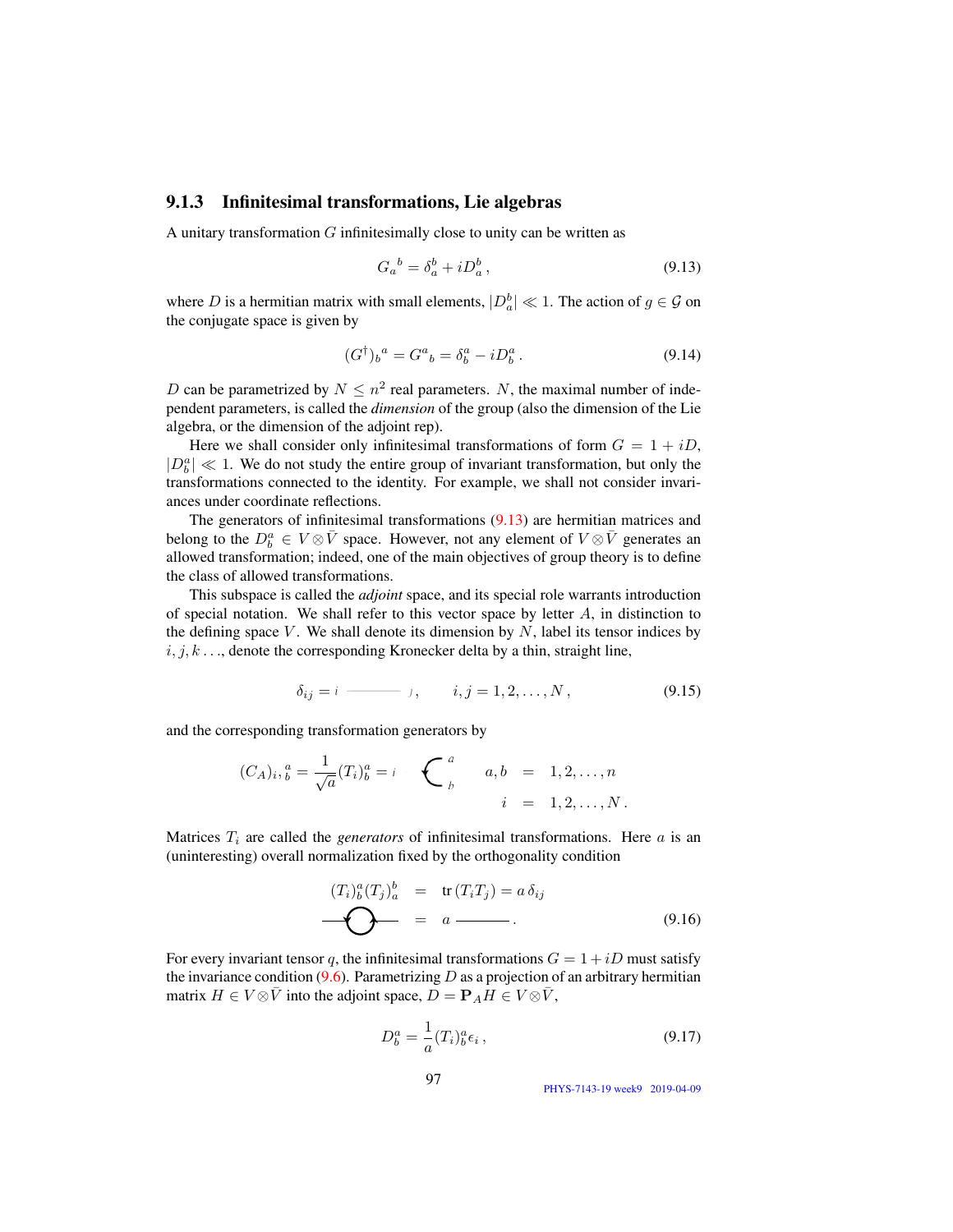### 9.1.3 Infinitesimal transformations, Lie algebras

A unitary transformation $G$ infinitesimally close to unity can be written as

$$G_a{}^b = \delta_a^b + iD_a^b\,, \tag{9.13}$$

where $D$ is a hermitian matrix with small elements, $|D_a^b| \ll 1$. The action of $g \in \mathcal{G}$ on the conjugate space is given by

$$(G^\dagger)_b{}^a = G^a{}_b = \delta_b^a - iD_b^a\,. \tag{9.14}$$

$D$ can be parametrized by $N \le n^2$ real parameters. $N$, the maximal number of independent parameters, is called the *dimension* of the group (also the dimension of the Lie algebra, or the dimension of the adjoint rep).

Here we shall consider only infinitesimal transformations of form $G = 1 + iD$, $|D_b^a| \ll 1$. We do not study the entire group of invariant transformation, but only the transformations connected to the identity. For example, we shall not consider invariances under coordinate reflections.

The generators of infinitesimal transformations (9.13) are hermitian matrices and belong to the $D_b^a \in V \otimes \bar{V}$ space. However, not any element of $V \otimes \bar{V}$ generates an allowed transformation; indeed, one of the main objectives of group theory is to define the class of allowed transformations.

This subspace is called the *adjoint* space, and its special role warrants introduction of special notation. We shall refer to this vector space by letter $A$, in distinction to the defining space $V$. We shall denote its dimension by $N$, label its tensor indices by $i, j, k \ldots$, denote the corresponding Kronecker delta by a thin, straight line,

$$\delta_{ij} = i \;\text{———}\; j\,, \qquad i, j = 1, 2, \ldots, N\,, \tag{9.15}$$

and the corresponding transformation generators by

$$(C_A)_{i,}{}^a{}_b = \frac{1}{\sqrt{a}}(T_i)_b^a = i \;\text{—}\!\!\!\!\big\langle\,{}^a_b \qquad \begin{aligned} a, b &= 1, 2, \ldots, n \\ i &= 1, 2, \ldots, N\,. \end{aligned}$$

Matrices $T_i$ are called the *generators* of infinitesimal transformations. Here $a$ is an (uninteresting) overall normalization fixed by the orthogonality condition

$$\begin{aligned} (T_i)_b^a (T_j)_a^b &= \mathrm{tr}\,(T_i T_j) = a\,\delta_{ij} \\ \text{—}\!\bigcirc\!\text{—} &= a \;\text{———}\,. \end{aligned} \tag{9.16}$$

For every invariant tensor $q$, the infinitesimal transformations $G = 1 + iD$ must satisfy the invariance condition (9.6). Parametrizing $D$ as a projection of an arbitrary hermitian matrix $H \in V \otimes \bar{V}$ into the adjoint space, $D = \mathbf{P}_A H \in V \otimes \bar{V}$,

$$D_b^a = \frac{1}{a}(T_i)_b^a \epsilon_i\,, \tag{9.17}$$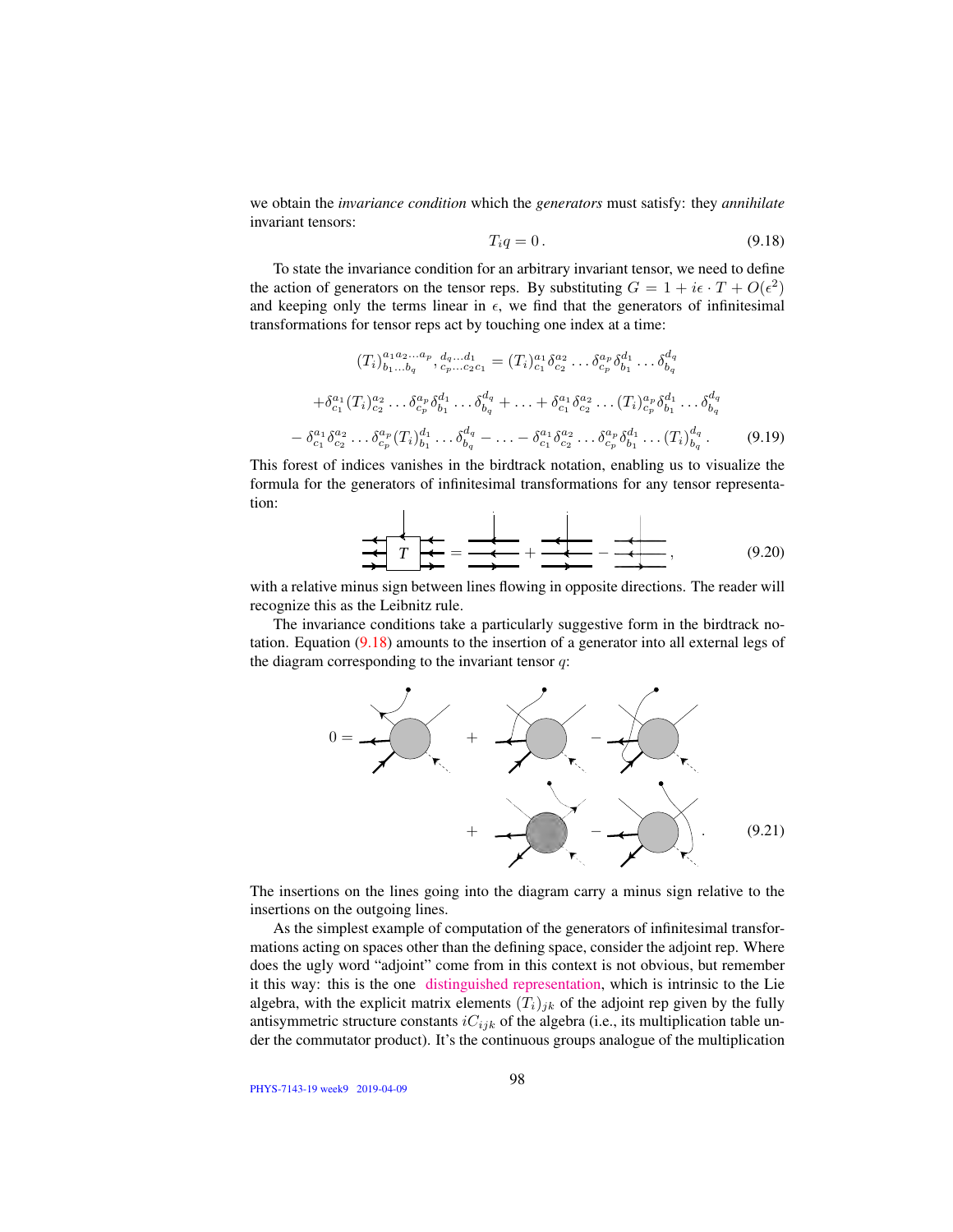we obtain the *invariance condition* which the *generators* must satisfy: they *annihilate* invariant tensors:

$$T_i q = 0\,. \tag{9.18}$$

To state the invariance condition for an arbitrary invariant tensor, we need to define the action of generators on the tensor reps. By substituting $G = 1 + i\epsilon \cdot T + O(\epsilon^2)$ and keeping only the terms linear in $\epsilon$, we find that the generators of infinitesimal transformations for tensor reps act by touching one index at a time:

$$
\begin{aligned}
(T_i)^{a_1 a_2 \ldots a_p}_{b_1 \ldots b_q}{}_{,}{}^{d_q \ldots d_1}_{c_p \ldots c_2 c_1} &= (T_i)^{a_1}_{c_1} \delta^{a_2}_{c_2} \ldots \delta^{a_p}_{c_p} \delta^{d_1}_{b_1} \ldots \delta^{d_q}_{b_q} \\
&+ \delta^{a_1}_{c_1} (T_i)^{a_2}_{c_2} \ldots \delta^{a_p}_{c_p} \delta^{d_1}_{b_1} \ldots \delta^{d_q}_{b_q} + \ldots + \delta^{a_1}_{c_1} \delta^{a_2}_{c_2} \ldots (T_i)^{a_p}_{c_p} \delta^{d_1}_{b_1} \ldots \delta^{d_q}_{b_q} \\
&- \delta^{a_1}_{c_1} \delta^{a_2}_{c_2} \ldots \delta^{a_p}_{c_p} (T_i)^{d_1}_{b_1} \ldots \delta^{d_q}_{b_q} - \ldots - \delta^{a_1}_{c_1} \delta^{a_2}_{c_2} \ldots \delta^{a_p}_{c_p} \delta^{d_1}_{b_1} \ldots (T_i)^{d_q}_{b_q}\,.
\end{aligned} \tag{9.19}
$$

This forest of indices vanishes in the birdtrack notation, enabling us to visualize the formula for the generators of infinitesimal transformations for any tensor representation:

$$[\text{birdtrack diagram}] \tag{9.20}$$

with a relative minus sign between lines flowing in opposite directions. The reader will recognize this as the Leibnitz rule.

The invariance conditions take a particularly suggestive form in the birdtrack notation. Equation (9.18) amounts to the insertion of a generator into all external legs of the diagram corresponding to the invariant tensor $q$:

$$[\text{birdtrack diagram}] \tag{9.21}$$

The insertions on the lines going into the diagram carry a minus sign relative to the insertions on the outgoing lines.

As the simplest example of computation of the generators of infinitesimal transformations acting on spaces other than the defining space, consider the adjoint rep. Where does the ugly word "adjoint" come from in this context is not obvious, but remember it this way: this is the one distinguished representation, which is intrinsic to the Lie algebra, with the explicit matrix elements $(T_i)_{jk}$ of the adjoint rep given by the fully antisymmetric structure constants $iC_{ijk}$ of the algebra (i.e., its multiplication table under the commutator product). It's the continuous groups analogue of the multiplication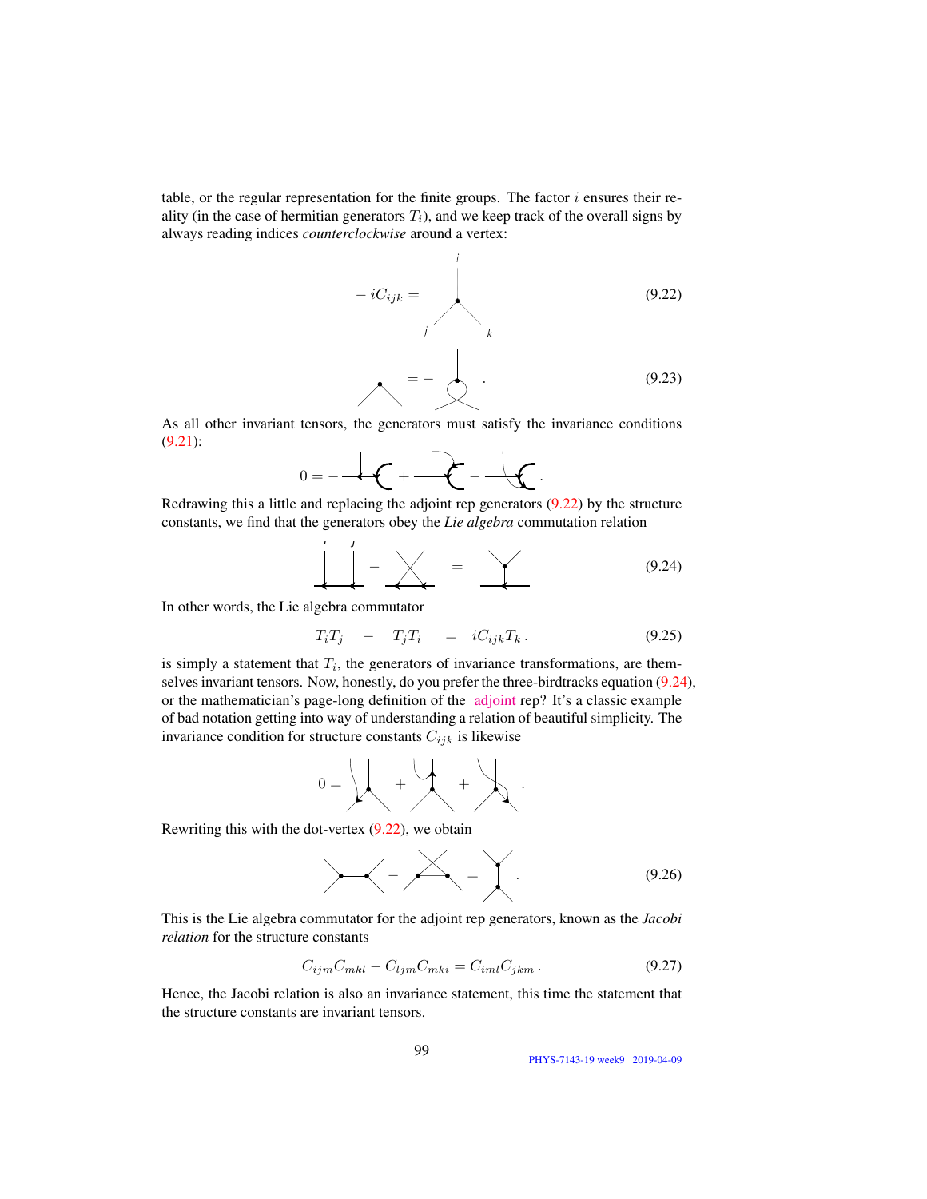table, or the regular representation for the finite groups. The factor $i$ ensures their reality (in the case of hermitian generators $T_i$), and we keep track of the overall signs by always reading indices *counterclockwise* around a vertex:

$$-iC_{ijk} = \quad \text{(9.22)}$$

$$= - \quad . \quad \text{(9.23)}$$

As all other invariant tensors, the generators must satisfy the invariance conditions (9.21):

$$0 = - \quad + \quad - \quad .$$

Redrawing this a little and replacing the adjoint rep generators (9.22) by the structure constants, we find that the generators obey the *Lie algebra* commutation relation

$$- \quad = \quad \text{(9.24)}$$

In other words, the Lie algebra commutator

$$T_i T_j \quad - \quad T_j T_i \quad = \quad iC_{ijk} T_k \, . \quad \text{(9.25)}$$

is simply a statement that $T_i$, the generators of invariance transformations, are themselves invariant tensors. Now, honestly, do you prefer the three-birdtracks equation (9.24), or the mathematician's page-long definition of the adjoint rep? It's a classic example of bad notation getting into way of understanding a relation of beautiful simplicity. The invariance condition for structure constants $C_{ijk}$ is likewise

$$0 = \quad + \quad + \quad .$$

Rewriting this with the dot-vertex (9.22), we obtain

$$- \quad = \quad . \quad \text{(9.26)}$$

This is the Lie algebra commutator for the adjoint rep generators, known as the *Jacobi relation* for the structure constants

$$C_{ijm} C_{mkl} - C_{ljm} C_{mki} = C_{iml} C_{jkm} \, . \quad \text{(9.27)}$$

Hence, the Jacobi relation is also an invariance statement, this time the statement that the structure constants are invariant tensors.